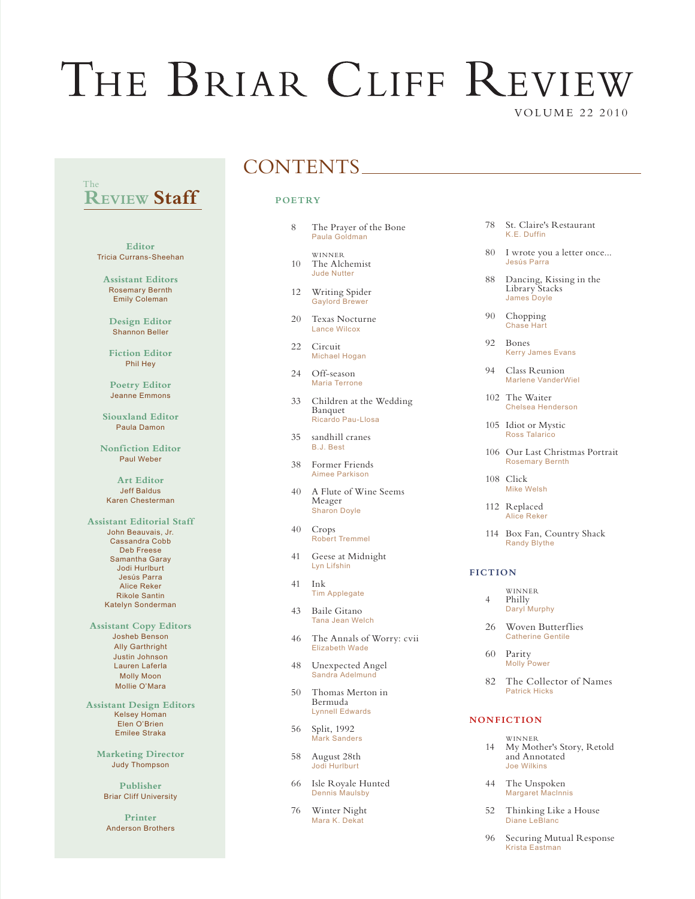# The Briar Cliff Review

VOLUME 22 2010

## The Review Staff

**Editor**
Tricia Currans-Sheehan

**Assistant Editors**
Rosemary Bernth
Emily Coleman

**Design Editor**
Shannon Beller

**Fiction Editor**
Phil Hey

**Poetry Editor**
Jeanne Emmons

**Siouxland Editor**
Paula Damon

**Nonfiction Editor**
Paul Weber

**Art Editor**
Jeff Baldus
Karen Chesterman

**Assistant Editorial Staff**
John Beauvais, Jr.
Cassandra Cobb
Deb Freese
Samantha Garay
Jodi Hurlburt
Jesús Parra
Alice Reker
Rikole Santin
Katelyn Sonderman

**Assistant Copy Editors**
Josheb Benson
Ally Garthright
Justin Johnson
Lauren Laferla
Molly Moon
Mollie O'Mara

**Assistant Design Editors**
Kelsey Homan
Elen O'Brien
Emilee Straka

**Marketing Director**
Judy Thompson

**Publisher**
Briar Cliff University

**Printer**
Anderson Brothers

## CONTENTS

### POETRY

- 8 The Prayer of the Bone — Paula Goldman
- 10 WINNER The Alchemist — Jude Nutter
- 12 Writing Spider — Gaylord Brewer
- 20 Texas Nocturne — Lance Wilcox
- 22 Circuit — Michael Hogan
- 24 Off-season — Maria Terrone
- 33 Children at the Wedding Banquet — Ricardo Pau-Llosa
- 35 sandhill cranes — B.J. Best
- 38 Former Friends — Aimee Parkison
- 40 A Flute of Wine Seems Meager — Sharon Doyle
- 40 Crops — Robert Tremmel
- 41 Geese at Midnight — Lyn Lifshin
- 41 Ink — Tim Applegate
- 43 Baile Gitano — Tana Jean Welch
- 46 The Annals of Worry: cvii — Elizabeth Wade
- 48 Unexpected Angel — Sandra Adelmund
- 50 Thomas Merton in Bermuda — Lynnell Edwards
- 56 Split, 1992 — Mark Sanders
- 58 August 28th — Jodi Hurlburt
- 66 Isle Royale Hunted — Dennis Maulsby
- 76 Winter Night — Mara K. Dekat
- 78 St. Claire's Restaurant — K.E. Duffin
- 80 I wrote you a letter once... — Jesús Parra
- 88 Dancing, Kissing in the Library Stacks — James Doyle
- 90 Chopping — Chase Hart
- 92 Bones — Kerry James Evans
- 94 Class Reunion — Marlene VanderWiel
- 102 The Waiter — Chelsea Henderson
- 105 Idiot or Mystic — Ross Talarico
- 106 Our Last Christmas Portrait — Rosemary Bernth
- 108 Click — Mike Welsh
- 112 Replaced — Alice Reker
- 114 Box Fan, Country Shack — Randy Blythe

### FICTION

- 4 WINNER Philly — Daryl Murphy
- 26 Woven Butterflies — Catherine Gentile
- 60 Parity — Molly Power
- 82 The Collector of Names — Patrick Hicks

### NONFICTION

- 14 WINNER My Mother's Story, Retold and Annotated — Joe Wilkins
- 44 The Unspoken — Margaret MacInnis
- 52 Thinking Like a House — Diane LeBlanc
- 96 Securing Mutual Response — Krista Eastman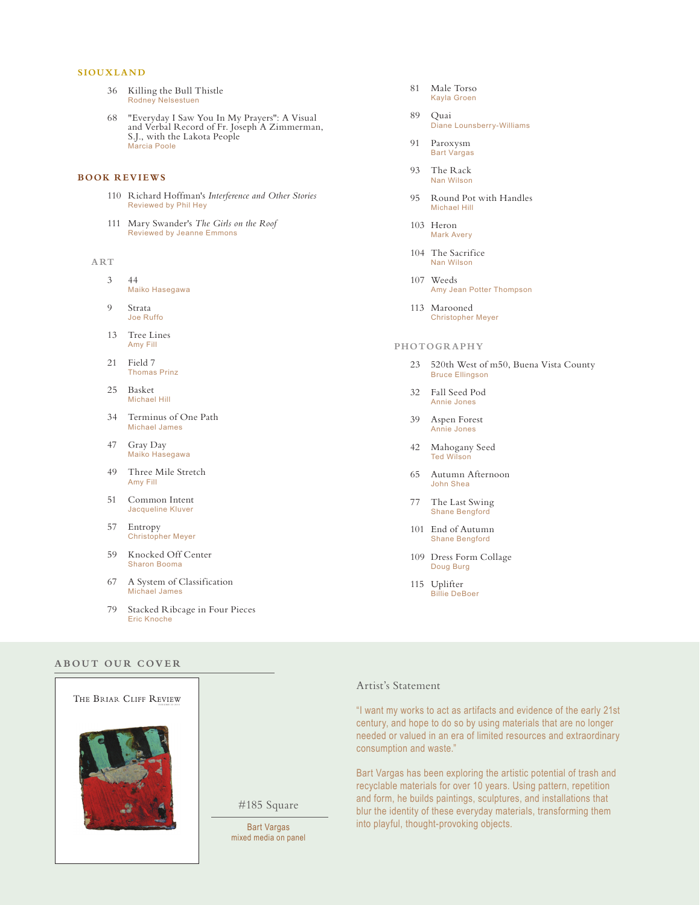## SIOUXLAND

36 Killing the Bull Thistle
Rodney Nelsestuen

68 "Everyday I Saw You In My Prayers": A Visual and Verbal Record of Fr. Joseph A Zimmerman, S.J., with the Lakota People
Marcia Poole

## BOOK REVIEWS

110 Richard Hoffman's *Interference and Other Stories*
Reviewed by Phil Hey

111 Mary Swander's *The Girls on the Roof*
Reviewed by Jeanne Emmons

## ART

3 44
Maiko Hasegawa

9 Strata
Joe Ruffo

13 Tree Lines
Amy Fill

21 Field 7
Thomas Prinz

25 Basket
Michael Hill

34 Terminus of One Path
Michael James

47 Gray Day
Maiko Hasegawa

49 Three Mile Stretch
Amy Fill

51 Common Intent
Jacqueline Kluver

57 Entropy
Christopher Meyer

59 Knocked Off Center
Sharon Booma

67 A System of Classification
Michael James

79 Stacked Ribcage in Four Pieces
Eric Knoche

81 Male Torso
Kayla Groen

89 Quai
Diane Lounsberry-Williams

91 Paroxysm
Bart Vargas

93 The Rack
Nan Wilson

95 Round Pot with Handles
Michael Hill

103 Heron
Mark Avery

104 The Sacrifice
Nan Wilson

107 Weeds
Amy Jean Potter Thompson

113 Marooned
Christopher Meyer

## PHOTOGRAPHY

23 520th West of m50, Buena Vista County
Bruce Ellingson

32 Fall Seed Pod
Annie Jones

39 Aspen Forest
Annie Jones

42 Mahogany Seed
Ted Wilson

65 Autumn Afternoon
John Shea

77 The Last Swing
Shane Bengford

101 End of Autumn
Shane Bengford

109 Dress Form Collage
Doug Burg

115 Uplifter
Billie DeBoer

## ABOUT OUR COVER

The Briar Cliff Review

#185 Square

Bart Vargas
mixed media on panel

### Artist's Statement

"I want my works to act as artifacts and evidence of the early 21st century, and hope to do so by using materials that are no longer needed or valued in an era of limited resources and extraordinary consumption and waste."

Bart Vargas has been exploring the artistic potential of trash and recyclable materials for over 10 years. Using pattern, repetition and form, he builds paintings, sculptures, and installations that blur the identity of these everyday materials, transforming them into playful, thought-provoking objects.